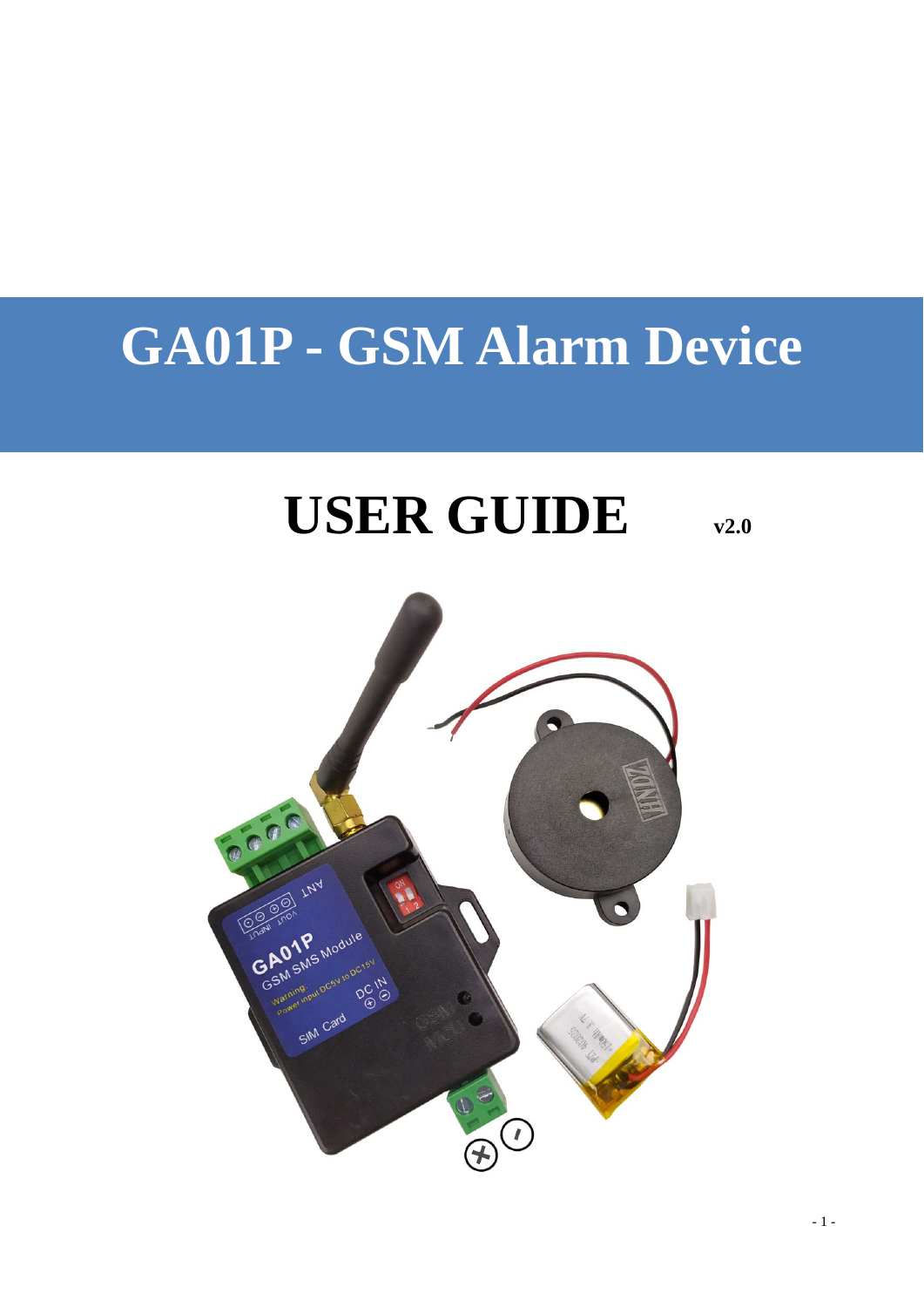# GA01P - GSM Alarm Device

## USER GUIDE v2.0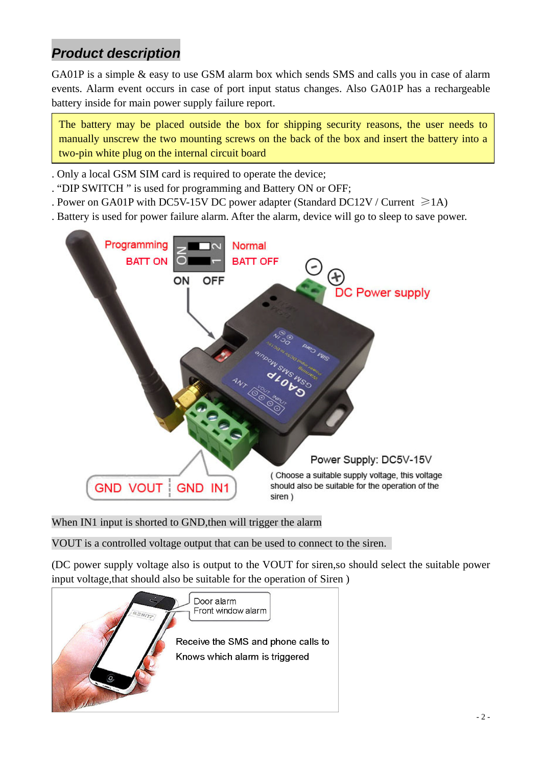## *Product description*

GA01P is a simple & easy to use GSM alarm box which sends SMS and calls you in case of alarm events. Alarm event occurs in case of port input status changes. Also GA01P has a rechargeable battery inside for main power supply failure report.

> The battery may be placed outside the box for shipping security reasons, the user needs to manually unscrew the two mounting screws on the back of the box and insert the battery into a two-pin white plug on the internal circuit board

. Only a local GSM SIM card is required to operate the device;
. "DIP SWITCH " is used for programming and Battery ON or OFF;
. Power on GA01P with DC5V-15V DC power adapter (Standard DC12V / Current ≥1A)
. Battery is used for power failure alarm. After the alarm, device will go to sleep to save power.

Programming
BATT ON
ON
OFF
Normal
BATT OFF
DC Power supply
GND VOUT | GND IN1
Power Supply: DC5V-15V
( Choose a suitable supply voltage, this voltage should also be suitable for the operation of the siren )

When IN1 input is shorted to GND,then will trigger the alarm

VOUT is a controlled voltage output that can be used to connect to the siren.

(DC power supply voltage also is output to the VOUT for siren,so should select the suitable power input voltage,that should also be suitable for the operation of Siren )

Door alarm
Front window alarm
Receive the SMS and phone calls to
Knows which alarm is triggered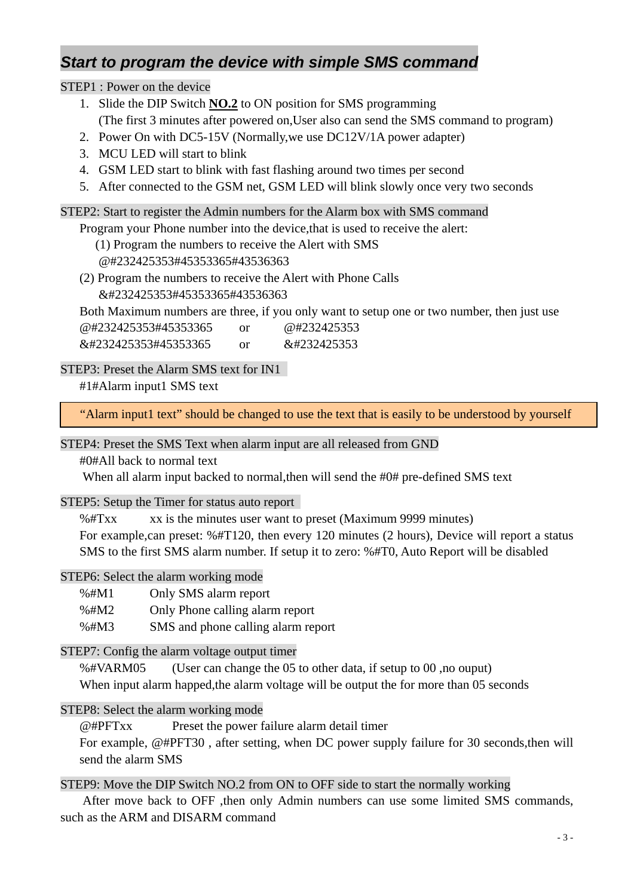## *Start to program the device with simple SMS command*

STEP1 : Power on the device

1. Slide the DIP Switch **NO.2** to ON position for SMS programming
   (The first 3 minutes after powered on,User also can send the SMS command to program)
2. Power On with DC5-15V (Normally,we use DC12V/1A power adapter)
3. MCU LED will start to blink
4. GSM LED start to blink with fast flashing around two times per second
5. After connected to the GSM net, GSM LED will blink slowly once very two seconds

STEP2: Start to register the Admin numbers for the Alarm box with SMS command

Program your Phone number into the device,that is used to receive the alert:

(1) Program the numbers to receive the Alert with SMS
@#232425353#45353365#43536363

(2) Program the numbers to receive the Alert with Phone Calls
&#232425353#45353365#43536363

Both Maximum numbers are three, if you only want to setup one or two number, then just use

@#232425353#45353365 or @#232425353

&#232425353#45353365 or &#232425353

STEP3: Preset the Alarm SMS text for IN1

#1#Alarm input1 SMS text

"Alarm input1 text" should be changed to use the text that is easily to be understood by yourself

STEP4: Preset the SMS Text when alarm input are all released from GND

#0#All back to normal text

When all alarm input backed to normal,then will send the #0# pre-defined SMS text

STEP5: Setup the Timer for status auto report

%#Txx xx is the minutes user want to preset (Maximum 9999 minutes)

For example,can preset: %#T120, then every 120 minutes (2 hours), Device will report a status SMS to the first SMS alarm number. If setup it to zero: %#T0, Auto Report will be disabled

STEP6: Select the alarm working mode

%#M1 Only SMS alarm report

%#M2 Only Phone calling alarm report

%#M3 SMS and phone calling alarm report

STEP7: Config the alarm voltage output timer

%#VARM05 (User can change the 05 to other data, if setup to 00 ,no ouput)

When input alarm happed,the alarm voltage will be output the for more than 05 seconds

STEP8: Select the alarm working mode

@#PFTxx Preset the power failure alarm detail timer

For example, @#PFT30 , after setting, when DC power supply failure for 30 seconds,then will send the alarm SMS

STEP9: Move the DIP Switch NO.2 from ON to OFF side to start the normally working

After move back to OFF ,then only Admin numbers can use some limited SMS commands, such as the ARM and DISARM command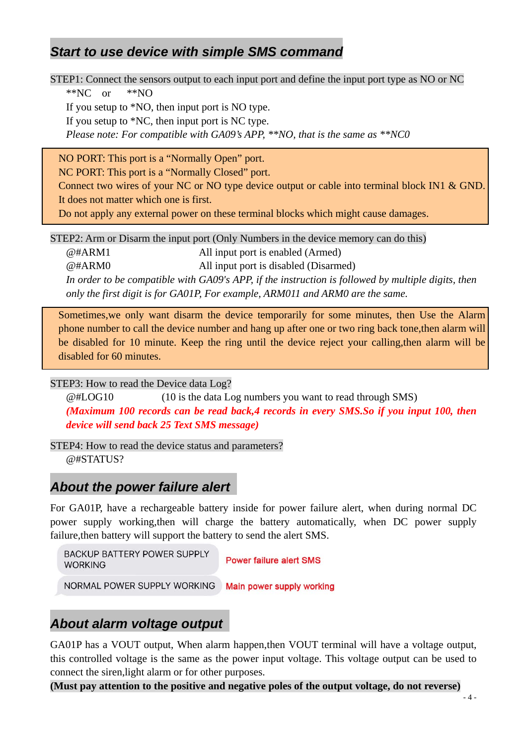## *Start to use device with simple SMS command*

STEP1: Connect the sensors output to each input port and define the input port type as NO or NC

**NC or **NO

If you setup to *NO, then input port is NO type.

If you setup to *NC, then input port is NC type.

*Please note: For compatible with GA09's APP, **NO, that is the same as **NC0*

> NO PORT: This port is a "Normally Open" port.
> NC PORT: This port is a "Normally Closed" port.
> Connect two wires of your NC or NO type device output or cable into terminal block IN1 & GND. It does not matter which one is first.
> Do not apply any external power on these terminal blocks which might cause damages.

STEP2: Arm or Disarm the input port (Only Numbers in the device memory can do this)

| | |
|---|---|
| @#ARM1 | All input port is enabled (Armed) |
| @#ARM0 | All input port is disabled (Disarmed) |

*In order to be compatible with GA09's APP, if the instruction is followed by multiple digits, then only the first digit is for GA01P, For example, ARM011 and ARM0 are the same.*

> Sometimes,we only want disarm the device temporarily for some minutes, then Use the Alarm phone number to call the device number and hang up after one or two ring back tone,then alarm will be disabled for 10 minute. Keep the ring until the device reject your calling,then alarm will be disabled for 60 minutes.

STEP3: How to read the Device data Log?

@#LOG10 (10 is the data Log numbers you want to read through SMS)

***(Maximum 100 records can be read back,4 records in every SMS.So if you input 100, then device will send back 25 Text SMS message)***

STEP4: How to read the device status and parameters?

@#STATUS?

## *About the power failure alert*

For GA01P, have a rechargeable battery inside for power failure alert, when during normal DC power supply working,then will charge the battery automatically, when DC power supply failure,then battery will support the battery to send the alert SMS.

BACKUP BATTERY POWER SUPPLY WORKING — Power failure alert SMS

NORMAL POWER SUPPLY WORKING — Main power supply working

## *About alarm voltage output*

GA01P has a VOUT output, When alarm happen,then VOUT terminal will have a voltage output, this controlled voltage is the same as the power input voltage. This voltage output can be used to connect the siren,light alarm or for other purposes.

**(Must pay attention to the positive and negative poles of the output voltage, do not reverse)**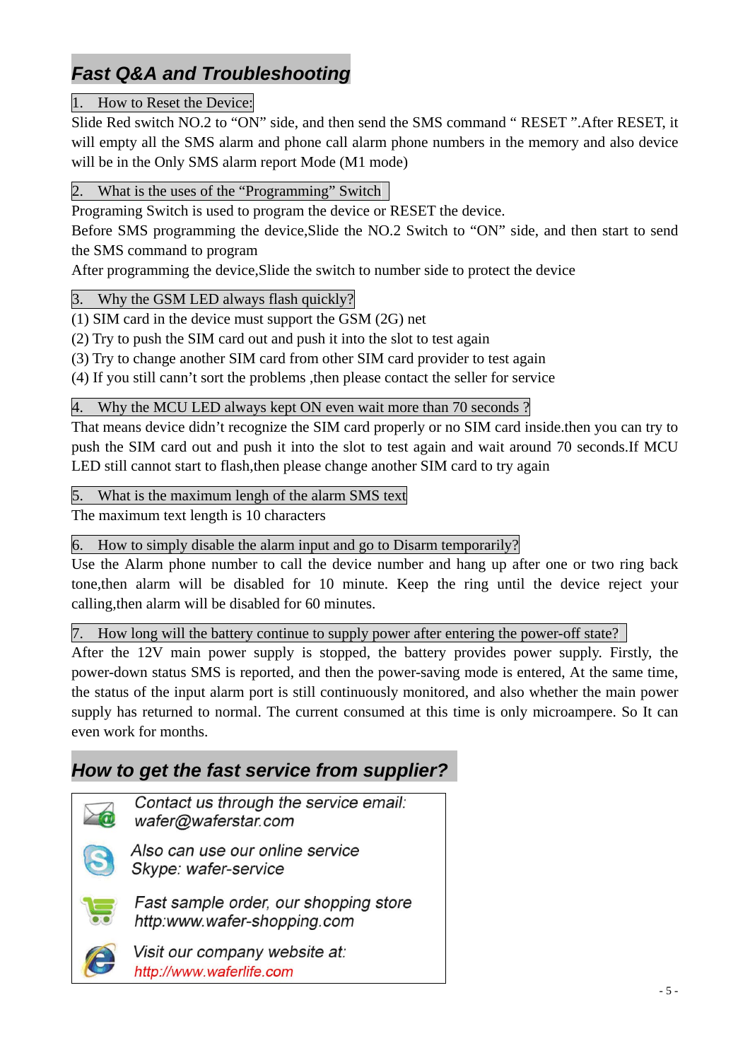## *Fast Q&A and Troubleshooting*

### 1. How to Reset the Device:

Slide Red switch NO.2 to “ON” side, and then send the SMS command “ RESET ”.After RESET, it will empty all the SMS alarm and phone call alarm phone numbers in the memory and also device will be in the Only SMS alarm report Mode (M1 mode)

### 2. What is the uses of the “Programming” Switch

Programing Switch is used to program the device or RESET the device.

Before SMS programming the device,Slide the NO.2 Switch to “ON” side, and then start to send the SMS command to program

After programming the device,Slide the switch to number side to protect the device

### 3. Why the GSM LED always flash quickly?

(1) SIM card in the device must support the GSM (2G) net

(2) Try to push the SIM card out and push it into the slot to test again

(3) Try to change another SIM card from other SIM card provider to test again

(4) If you still cann’t sort the problems ,then please contact the seller for service

### 4. Why the MCU LED always kept ON even wait more than 70 seconds ?

That means device didn’t recognize the SIM card properly or no SIM card inside.then you can try to push the SIM card out and push it into the slot to test again and wait around 70 seconds.If MCU LED still cannot start to flash,then please change another SIM card to try again

### 5. What is the maximum lengh of the alarm SMS text

The maximum text length is 10 characters

### 6. How to simply disable the alarm input and go to Disarm temporarily?

Use the Alarm phone number to call the device number and hang up after one or two ring back tone,then alarm will be disabled for 10 minute. Keep the ring until the device reject your calling,then alarm will be disabled for 60 minutes.

### 7. How long will the battery continue to supply power after entering the power-off state?

After the 12V main power supply is stopped, the battery provides power supply. Firstly, the power-down status SMS is reported, and then the power-saving mode is entered, At the same time, the status of the input alarm port is still continuously monitored, and also whether the main power supply has returned to normal. The current consumed at this time is only microampere. So It can even work for months.

## *How to get the fast service from supplier?*

*Contact us through the service email:*
*wafer@waferstar.com*

*Also can use our online service*
*Skype: wafer-service*

*Fast sample order, our shopping store*
*http:www.wafer-shopping.com*

*Visit our company website at:*
*http://www.waferlife.com*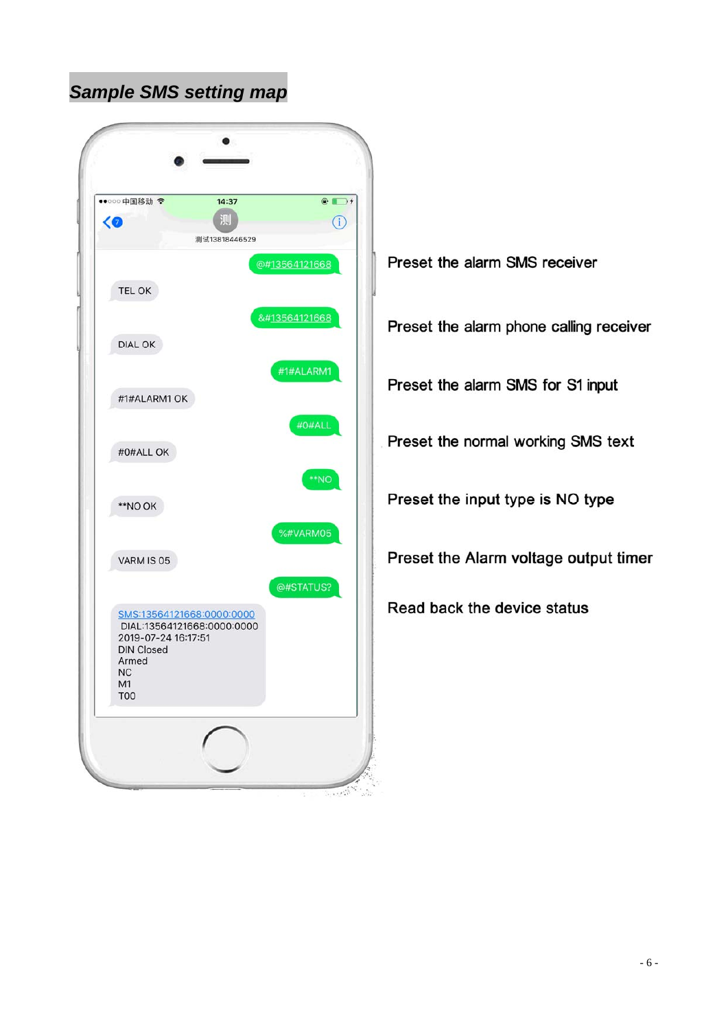## *Sample SMS setting map*

@#13564121668

TEL OK

&#13564121668

DIAL OK

#1#ALARM1

#1#ALARM1 OK

#0#ALL

#0#ALL OK

**NO

**NO OK

%#VARM05

VARM IS 05

@#STATUS?

SMS:13564121668:0000:0000
DIAL:13564121668:0000:0000
2019-07-24 16:17:51
DIN Closed
Armed
NC
M1
T00

Preset the alarm SMS receiver

Preset the alarm phone calling receiver

Preset the alarm SMS for S1 input

Preset the normal working SMS text

Preset the input type is NO type

Preset the Alarm voltage output timer

Read back the device status